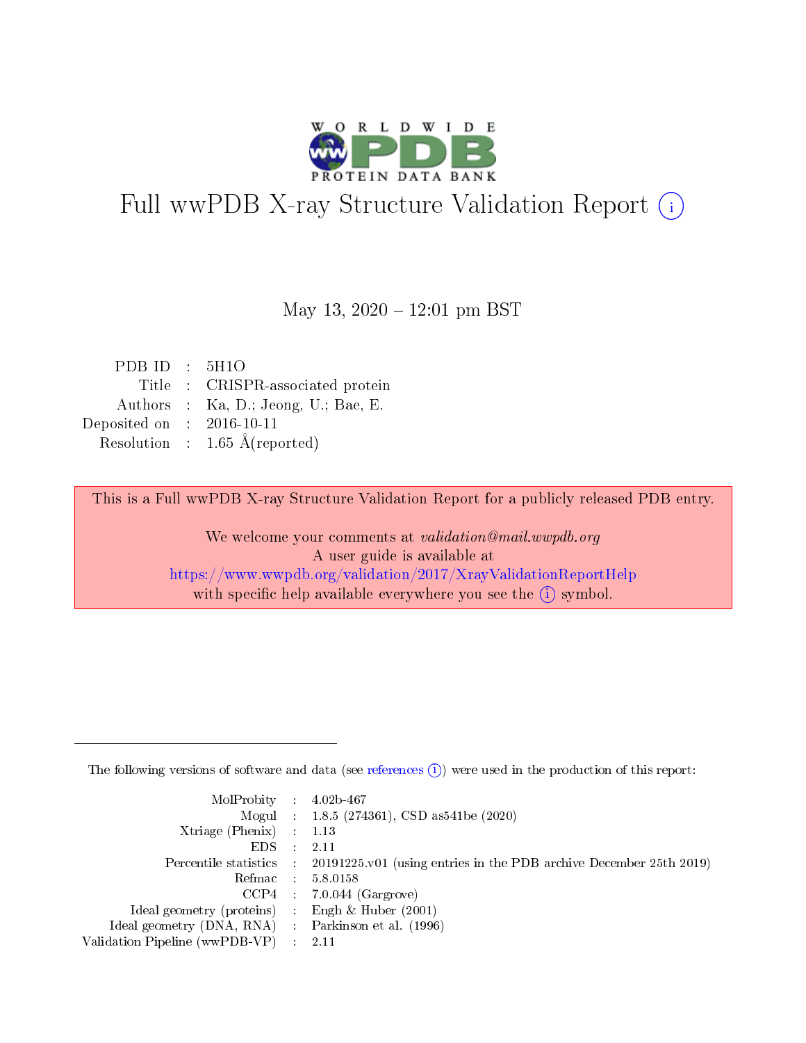# Full wwPDB X-ray Structure Validation Report (i)

May 13, 2020 – 12:01 pm BST

| | | |
|---|---|---|
| PDB ID | : | 5H1O |
| Title | : | CRISPR-associated protein |
| Authors | : | Ka, D.; Jeong, U.; Bae, E. |
| Deposited on | : | 2016-10-11 |
| Resolution | : | 1.65 Å(reported) |

This is a Full wwPDB X-ray Structure Validation Report for a publicly released PDB entry.

We welcome your comments at *validation@mail.wwpdb.org*
A user guide is available at
https://www.wwpdb.org/validation/2017/XrayValidationReportHelp
with specific help available everywhere you see the (i) symbol.

---

The following versions of software and data (see references (i)) were used in the production of this report:

| | | |
|---|---|---|
| MolProbity | : | 4.02b-467 |
| Mogul | : | 1.8.5 (274361), CSD as541be (2020) |
| Xtriage (Phenix) | : | 1.13 |
| EDS | : | 2.11 |
| Percentile statistics | : | 20191225.v01 (using entries in the PDB archive December 25th 2019) |
| Refmac | : | 5.8.0158 |
| CCP4 | : | 7.0.044 (Gargrove) |
| Ideal geometry (proteins) | : | Engh & Huber (2001) |
| Ideal geometry (DNA, RNA) | : | Parkinson et al. (1996) |
| Validation Pipeline (wwPDB-VP) | : | 2.11 |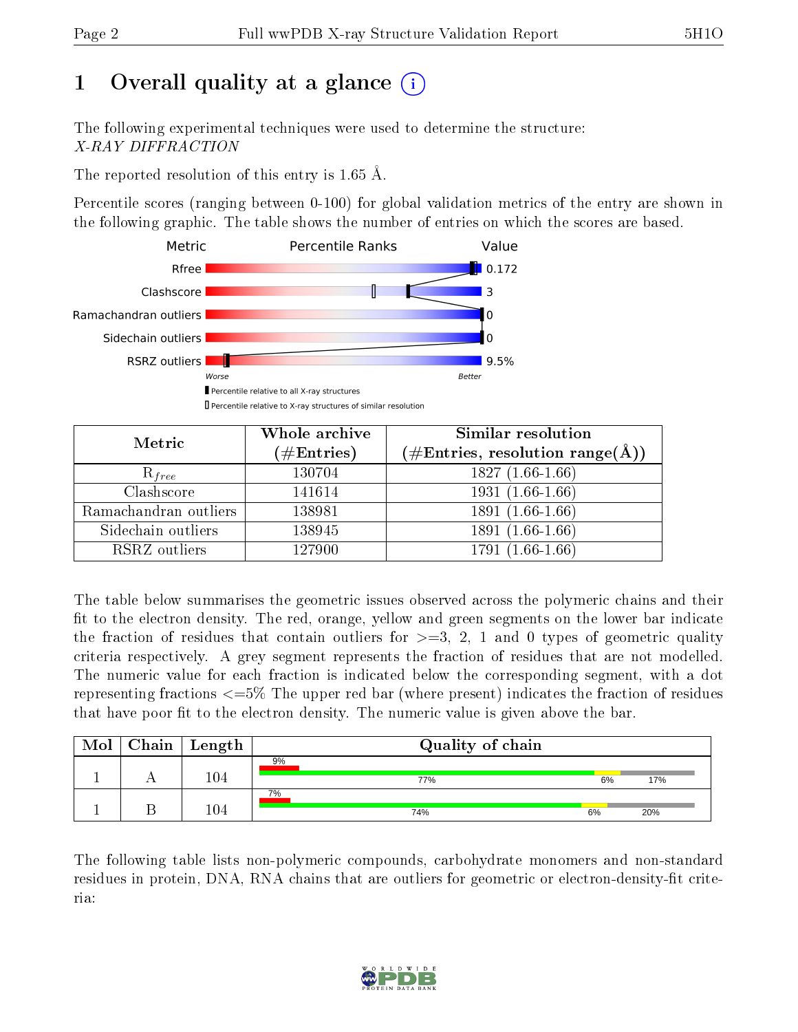# 1 Overall quality at a glance

The following experimental techniques were used to determine the structure:
*X-RAY DIFFRACTION*

The reported resolution of this entry is 1.65 Å.

Percentile scores (ranging between 0-100) for global validation metrics of the entry are shown in the following graphic. The table shows the number of entries on which the scores are based.

| Metric | Value |
|---|---|
| Rfree | 0.172 |
| Clashscore | 3 |
| Ramachandran outliers | 0 |
| Sidechain outliers | 0 |
| RSRZ outliers | 9.5% |

| Metric | Whole archive (#Entries) | Similar resolution (#Entries, resolution range(Å)) |
|---|---|---|
| $R_{free}$ | 130704 | 1827 (1.66-1.66) |
| Clashscore | 141614 | 1931 (1.66-1.66) |
| Ramachandran outliers | 138981 | 1891 (1.66-1.66) |
| Sidechain outliers | 138945 | 1891 (1.66-1.66) |
| RSRZ outliers | 127900 | 1791 (1.66-1.66) |

The table below summarises the geometric issues observed across the polymeric chains and their fit to the electron density. The red, orange, yellow and green segments on the lower bar indicate the fraction of residues that contain outliers for >=3, 2, 1 and 0 types of geometric quality criteria respectively. A grey segment represents the fraction of residues that are not modelled. The numeric value for each fraction is indicated below the corresponding segment, with a dot representing fractions <=5% The upper red bar (where present) indicates the fraction of residues that have poor fit to the electron density. The numeric value is given above the bar.

| Mol | Chain | Length | Quality of chain |
|---|---|---|---|
| 1 | A | 104 | 9% / 77% 6% 17% |
| 1 | B | 104 | 7% / 74% 6% 20% |

The following table lists non-polymeric compounds, carbohydrate monomers and non-standard residues in protein, DNA, RNA chains that are outliers for geometric or electron-density-fit criteria: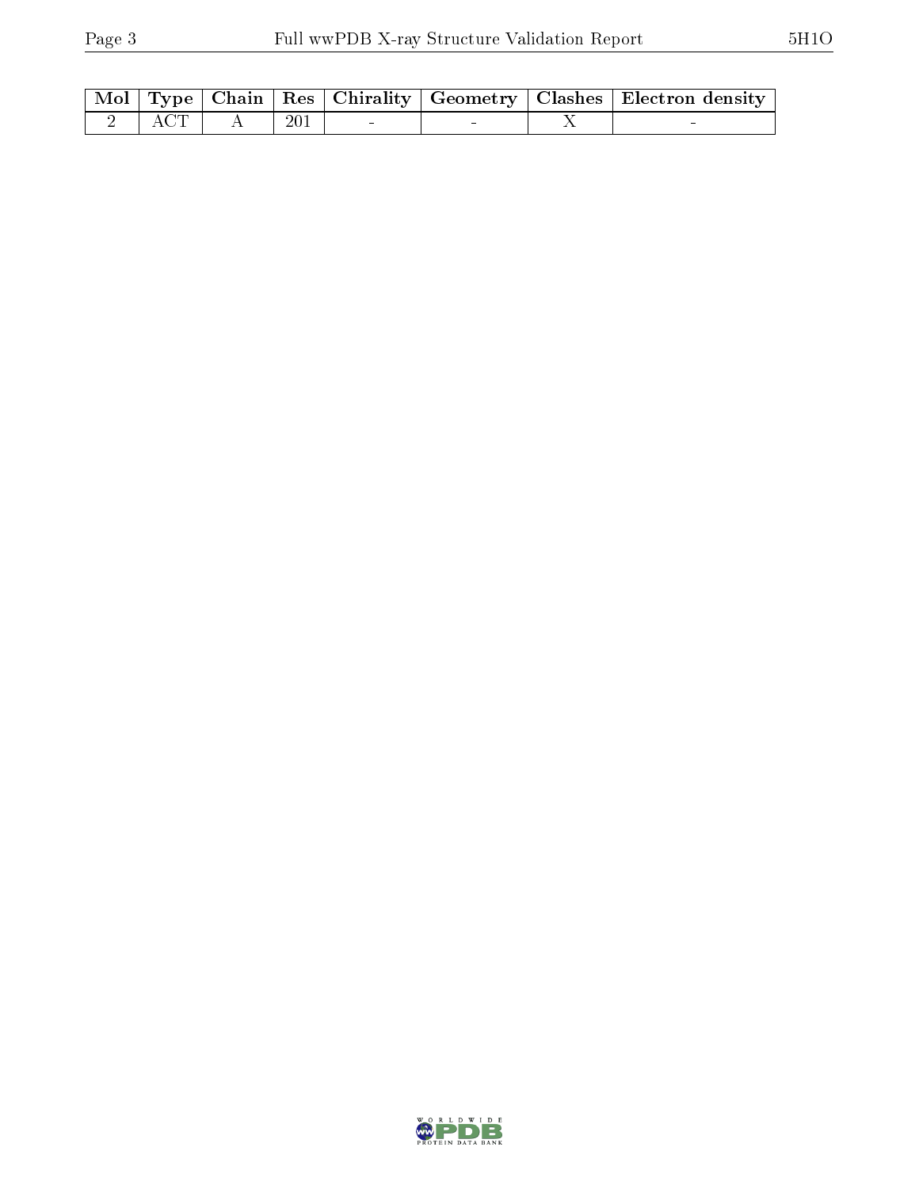| Mol | Type | Chain | Res | Chirality | Geometry | Clashes | Electron density |
|---|---|---|---|---|---|---|---|
| 2 | ACT | A | 201 | - | - | X | - |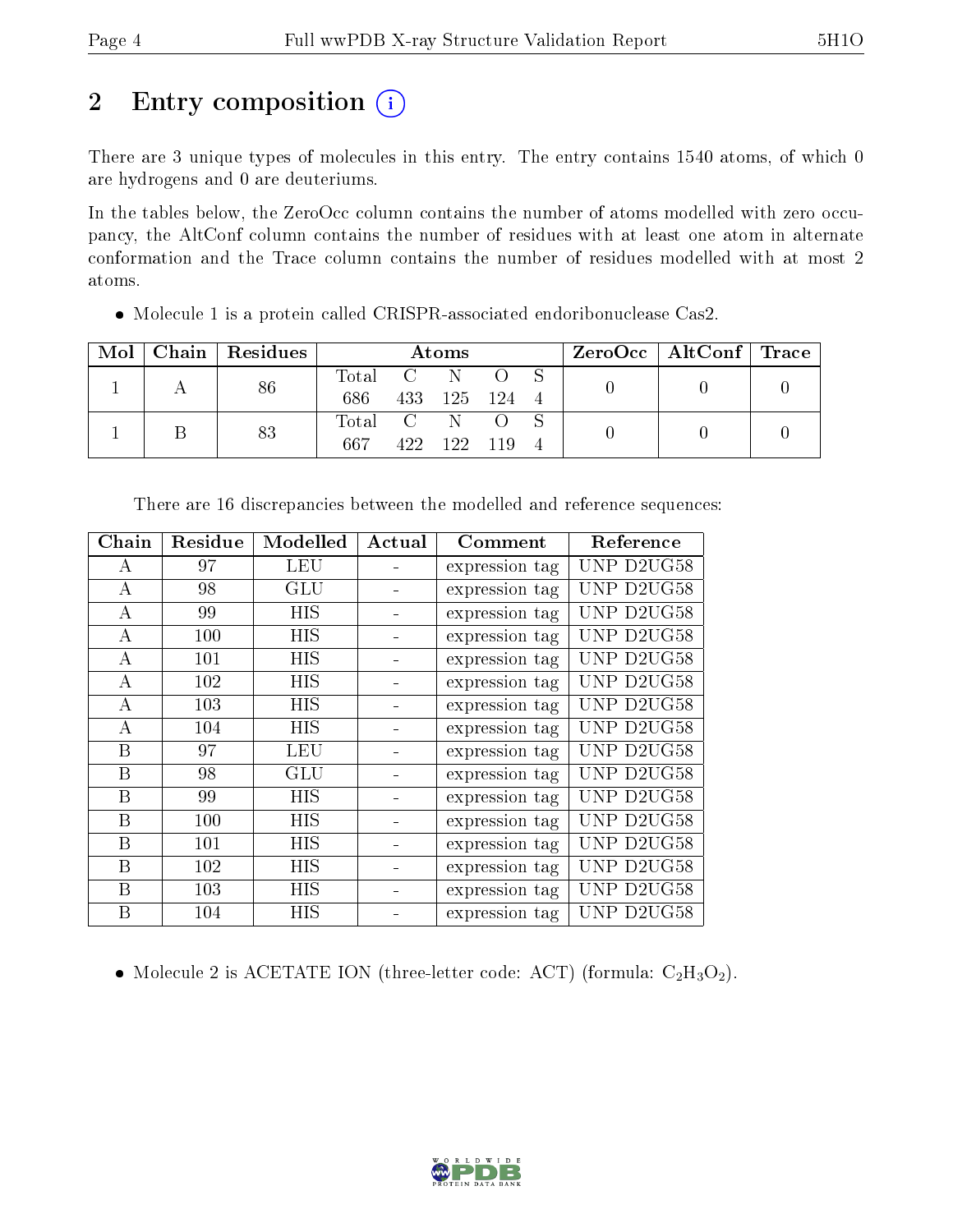# 2 Entry composition (i)

There are 3 unique types of molecules in this entry. The entry contains 1540 atoms, of which 0 are hydrogens and 0 are deuteriums.

In the tables below, the ZeroOcc column contains the number of atoms modelled with zero occupancy, the AltConf column contains the number of residues with at least one atom in alternate conformation and the Trace column contains the number of residues modelled with at most 2 atoms.

- Molecule 1 is a protein called CRISPR-associated endoribonuclease Cas2.

| Mol | Chain | Residues | Atoms | | | | | ZeroOcc | AltConf | Trace |
|---|---|---|---|---|---|---|---|---|---|---|
| 1 | A | 86 | Total<br>686 | C<br>433 | N<br>125 | O<br>124 | S<br>4 | 0 | 0 | 0 |
| 1 | B | 83 | Total<br>667 | C<br>422 | N<br>122 | O<br>119 | S<br>4 | 0 | 0 | 0 |

There are 16 discrepancies between the modelled and reference sequences:

| Chain | Residue | Modelled | Actual | Comment | Reference |
|---|---|---|---|---|---|
| A | 97 | LEU | - | expression tag | UNP D2UG58 |
| A | 98 | GLU | - | expression tag | UNP D2UG58 |
| A | 99 | HIS | - | expression tag | UNP D2UG58 |
| A | 100 | HIS | - | expression tag | UNP D2UG58 |
| A | 101 | HIS | - | expression tag | UNP D2UG58 |
| A | 102 | HIS | - | expression tag | UNP D2UG58 |
| A | 103 | HIS | - | expression tag | UNP D2UG58 |
| A | 104 | HIS | - | expression tag | UNP D2UG58 |
| B | 97 | LEU | - | expression tag | UNP D2UG58 |
| B | 98 | GLU | - | expression tag | UNP D2UG58 |
| B | 99 | HIS | - | expression tag | UNP D2UG58 |
| B | 100 | HIS | - | expression tag | UNP D2UG58 |
| B | 101 | HIS | - | expression tag | UNP D2UG58 |
| B | 102 | HIS | - | expression tag | UNP D2UG58 |
| B | 103 | HIS | - | expression tag | UNP D2UG58 |
| B | 104 | HIS | - | expression tag | UNP D2UG58 |

- Molecule 2 is ACETATE ION (three-letter code: ACT) (formula: $C_2H_3O_2$).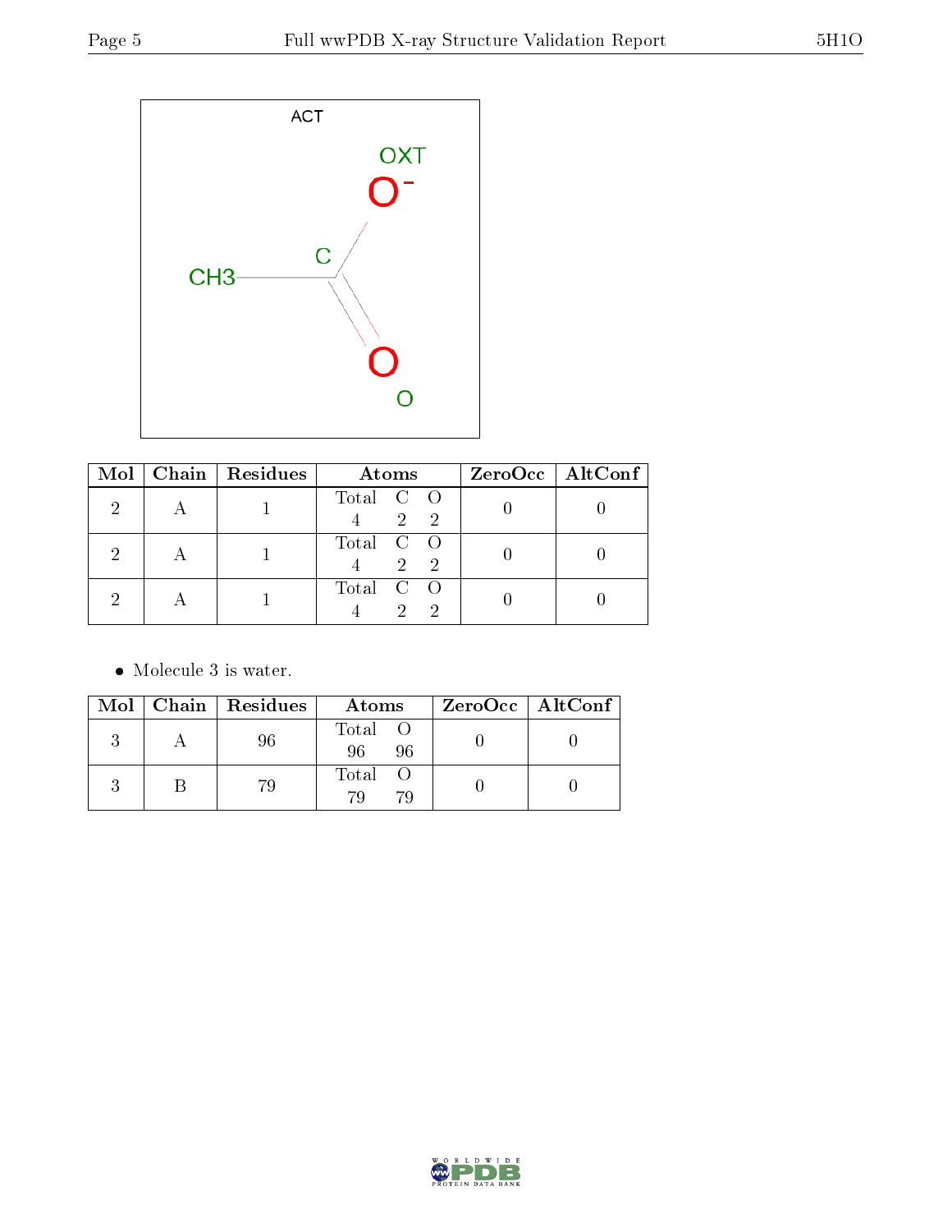ACT

| Mol | Chain | Residues | Atoms | | | ZeroOcc | AltConf |
|---|---|---|---|---|---|---|---|
| | | | Total | C | O | | |
| 2 | A | 1 | 4 | 2 | 2 | 0 | 0 |
| 2 | A | 1 | 4 | 2 | 2 | 0 | 0 |
| 2 | A | 1 | 4 | 2 | 2 | 0 | 0 |

- Molecule 3 is water.

| Mol | Chain | Residues | Atoms | | ZeroOcc | AltConf |
|---|---|---|---|---|---|---|
| | | | Total | O | | |
| 3 | A | 96 | 96 | 96 | 0 | 0 |
| 3 | B | 79 | 79 | 79 | 0 | 0 |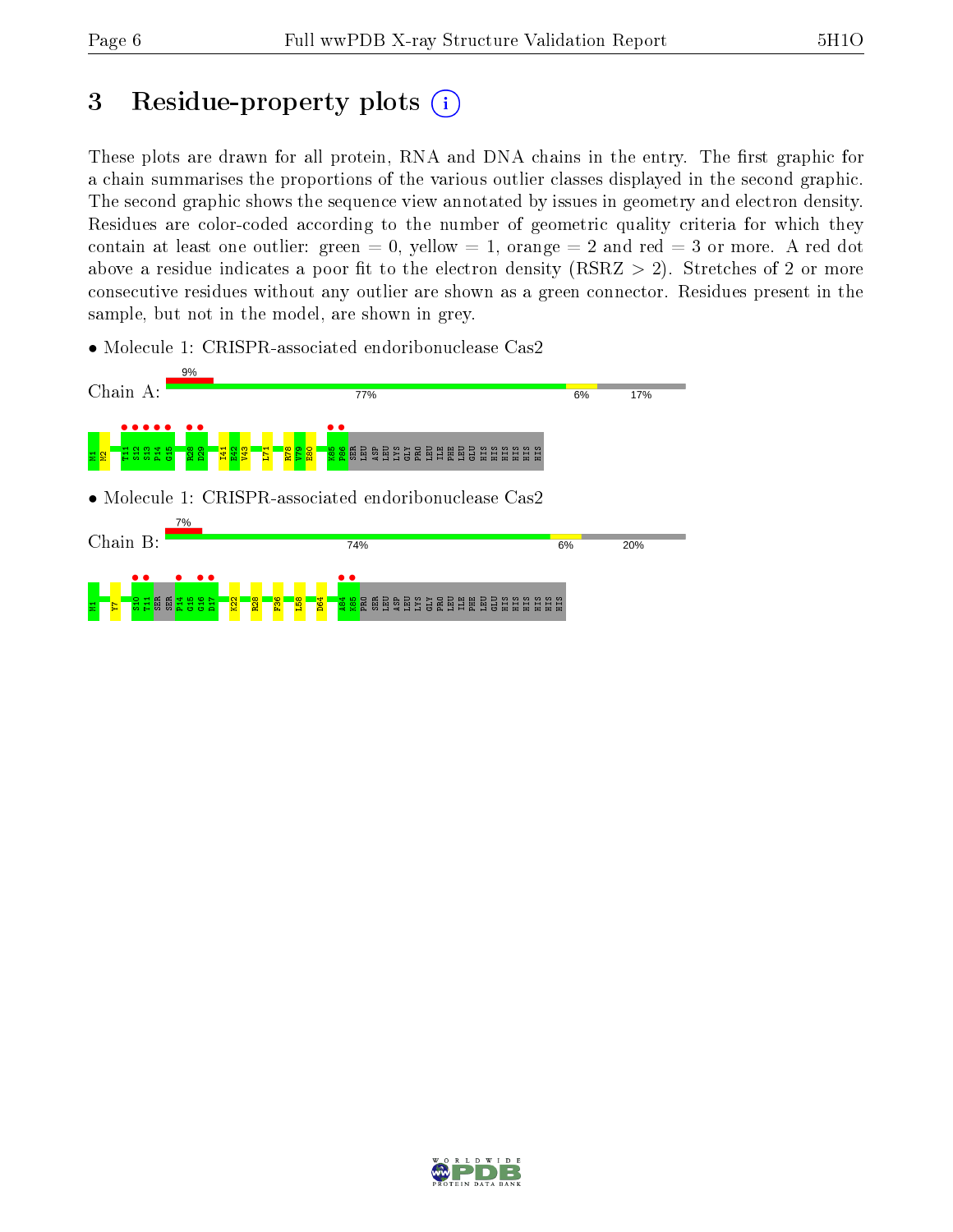# 3 Residue-property plots

These plots are drawn for all protein, RNA and DNA chains in the entry. The first graphic for a chain summarises the proportions of the various outlier classes displayed in the second graphic. The second graphic shows the sequence view annotated by issues in geometry and electron density. Residues are color-coded according to the number of geometric quality criteria for which they contain at least one outlier: green = 0, yellow = 1, orange = 2 and red = 3 or more. A red dot above a residue indicates a poor fit to the electron density (RSRZ > 2). Stretches of 2 or more consecutive residues without any outlier are shown as a green connector. Residues present in the sample, but not in the model, are shown in grey.

- Molecule 1: CRISPR-associated endoribonuclease Cas2

Chain A: 9% | 77% | 6% | 17%

M1 M2 T11 S12 S13 P14 G15 R28 D29 I41 E42 V43 L71 R78 Y79 E80 K85 P86 SER LEU ASP LEU LYS PRO LEU ILE PHE LEU GLU HIS HIS HIS HIS HIS HIS

- Molecule 1: CRISPR-associated endoribonuclease Cas2

Chain B: 7% | 74% | 6% | 20%

M1 Y7 S10 T11 SER SER P14 G15 G16 D17 K22 R28 F36 L58 D64 A84 K85 PRO SER LEU ASP LEU LYS GLY PRO LEU ILE PHE LEU GLU HIS HIS HIS HIS HIS HIS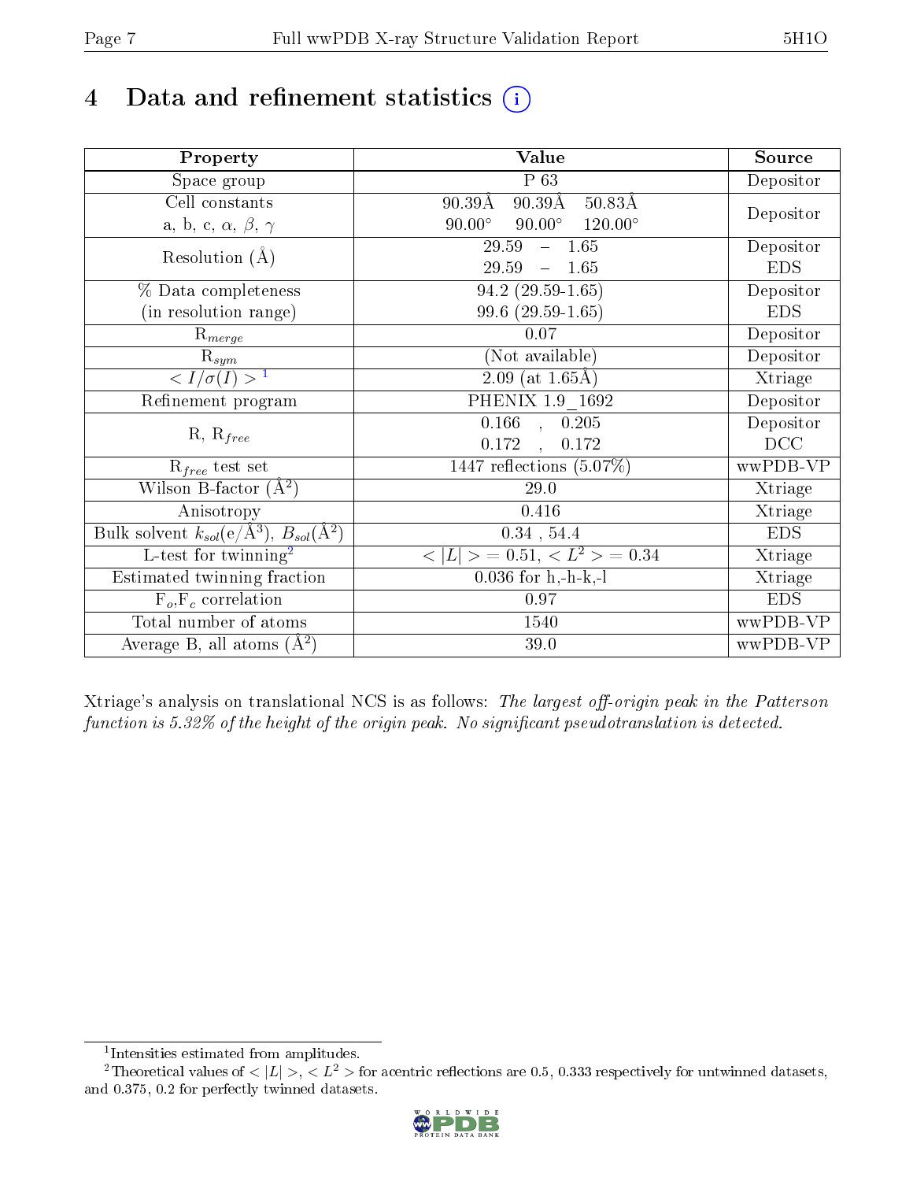# 4 Data and refinement statistics ⓘ

| Property | Value | Source |
|---|---|---|
| Space group | P 63 | Depositor |
| Cell constants<br>a, b, c, $\alpha$, $\beta$, $\gamma$ | 90.39Å 90.39Å 50.83Å<br>90.00° 90.00° 120.00° | Depositor |
| Resolution (Å) | 29.59 – 1.65<br>29.59 – 1.65 | Depositor<br>EDS |
| % Data completeness<br>(in resolution range) | 94.2 (29.59-1.65)<br>99.6 (29.59-1.65) | Depositor<br>EDS |
| $R_{merge}$ | 0.07 | Depositor |
| $R_{sym}$ | (Not available) | Depositor |
| $< I/\sigma(I) >$ [1] | 2.09 (at 1.65Å) | Xtriage |
| Refinement program | PHENIX 1.9_1692 | Depositor |
| R, $R_{free}$ | 0.166 , 0.205<br>0.172 , 0.172 | Depositor<br>DCC |
| $R_{free}$ test set | 1447 reflections (5.07%) | wwPDB-VP |
| Wilson B-factor (Å$^2$) | 29.0 | Xtriage |
| Anisotropy | 0.416 | Xtriage |
| Bulk solvent $k_{sol}$(e/Å$^3$), $B_{sol}$(Å$^2$) | 0.34 , 54.4 | EDS |
| L-test for twinning[2] | $< \|L\| >$ = 0.51, $< L^2 >$ = 0.34 | Xtriage |
| Estimated twinning fraction | 0.036 for h,-h-k,-l | Xtriage |
| $F_o$,$F_c$ correlation | 0.97 | EDS |
| Total number of atoms | 1540 | wwPDB-VP |
| Average B, all atoms (Å$^2$) | 39.0 | wwPDB-VP |

Xtriage's analysis on translational NCS is as follows: *The largest off-origin peak in the Patterson function is 5.32% of the height of the origin peak. No significant pseudotranslation is detected.*

[1] Intensities estimated from amplitudes.

[2] Theoretical values of $< |L| >$, $< L^2 >$ for acentric reflections are 0.5, 0.333 respectively for untwinned datasets, and 0.375, 0.2 for perfectly twinned datasets.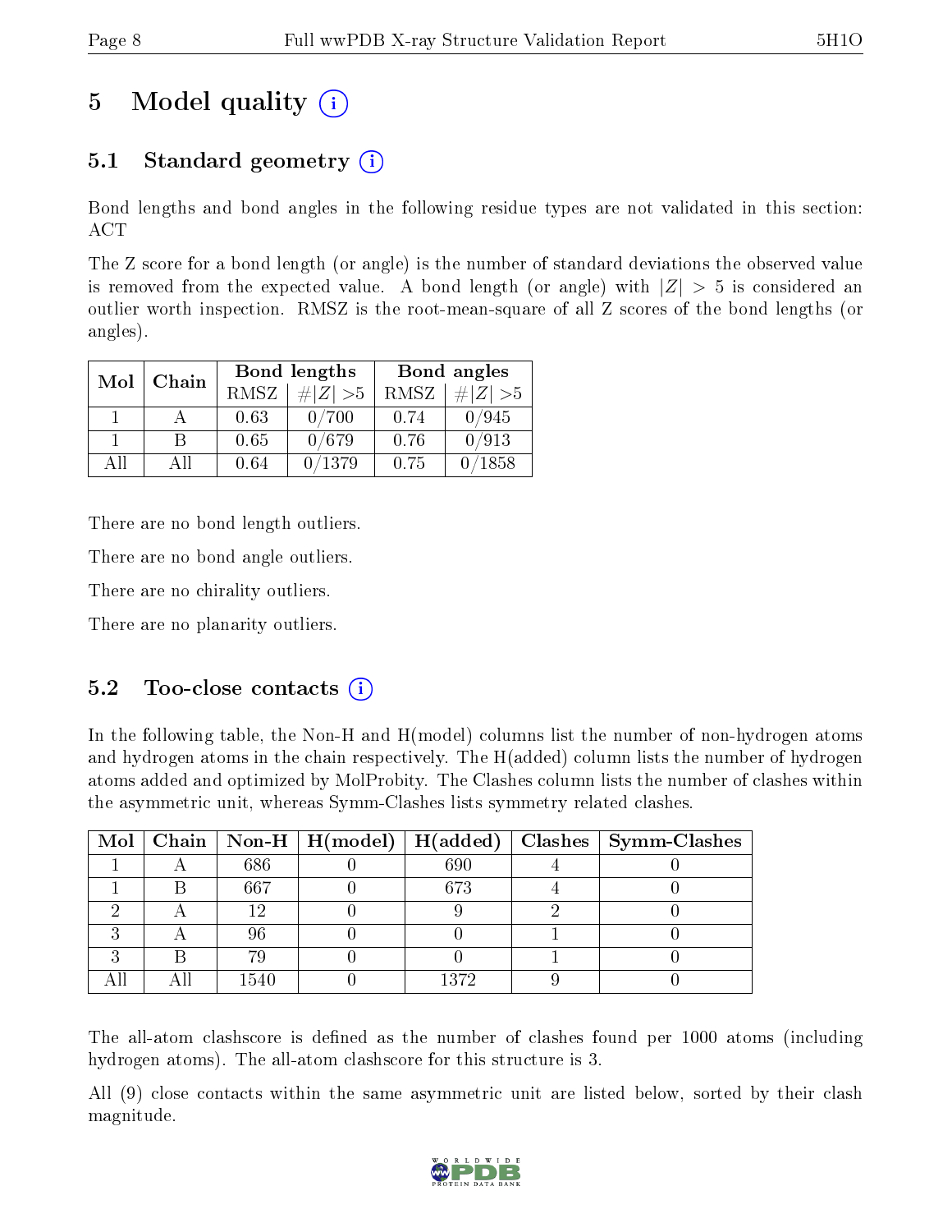# 5 Model quality (i)

## 5.1 Standard geometry (i)

Bond lengths and bond angles in the following residue types are not validated in this section: ACT

The Z score for a bond length (or angle) is the number of standard deviations the observed value is removed from the expected value. A bond length (or angle) with $|Z| > 5$ is considered an outlier worth inspection. RMSZ is the root-mean-square of all Z scores of the bond lengths (or angles).

| Mol | Chain | Bond lengths | | Bond angles | |
|---|---|---|---|---|---|
| | | RMSZ | #$\|Z\|$ >5 | RMSZ | #$\|Z\|$ >5 |
| 1 | A | 0.63 | 0/700 | 0.74 | 0/945 |
| 1 | B | 0.65 | 0/679 | 0.76 | 0/913 |
| All | All | 0.64 | 0/1379 | 0.75 | 0/1858 |

There are no bond length outliers.

There are no bond angle outliers.

There are no chirality outliers.

There are no planarity outliers.

## 5.2 Too-close contacts (i)

In the following table, the Non-H and H(model) columns list the number of non-hydrogen atoms and hydrogen atoms in the chain respectively. The H(added) column lists the number of hydrogen atoms added and optimized by MolProbity. The Clashes column lists the number of clashes within the asymmetric unit, whereas Symm-Clashes lists symmetry related clashes.

| Mol | Chain | Non-H | H(model) | H(added) | Clashes | Symm-Clashes |
|---|---|---|---|---|---|---|
| 1 | A | 686 | 0 | 690 | 4 | 0 |
| 1 | B | 667 | 0 | 673 | 4 | 0 |
| 2 | A | 12 | 0 | 9 | 2 | 0 |
| 3 | A | 96 | 0 | 0 | 1 | 0 |
| 3 | B | 79 | 0 | 0 | 1 | 0 |
| All | All | 1540 | 0 | 1372 | 9 | 0 |

The all-atom clashscore is defined as the number of clashes found per 1000 atoms (including hydrogen atoms). The all-atom clashscore for this structure is 3.

All (9) close contacts within the same asymmetric unit are listed below, sorted by their clash magnitude.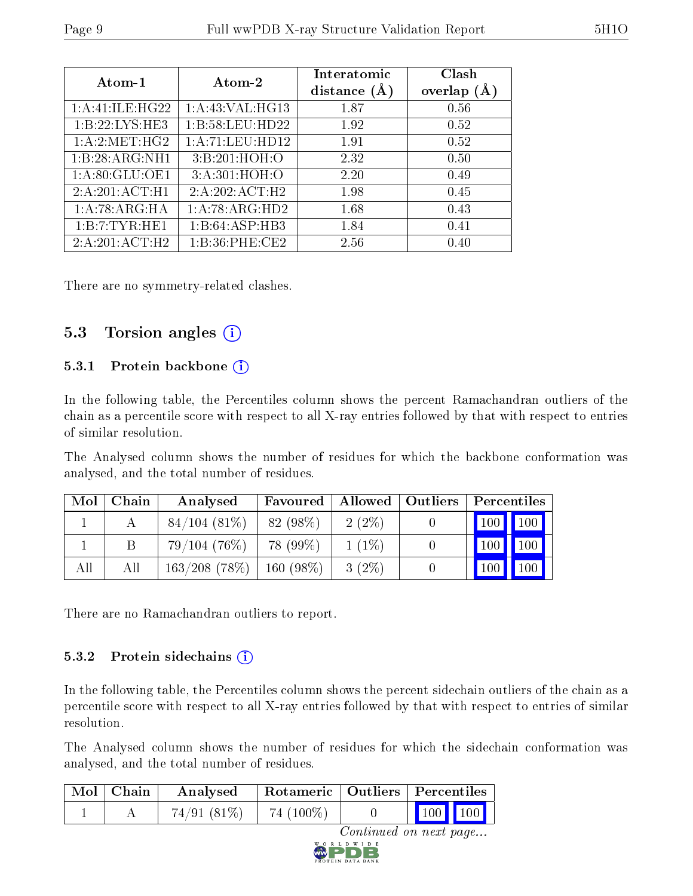| Atom-1 | Atom-2 | Interatomic distance (Å) | Clash overlap (Å) |
|---|---|---|---|
| 1:A:41:ILE:HG22 | 1:A:43:VAL:HG13 | 1.87 | 0.56 |
| 1:B:22:LYS:HE3 | 1:B:58:LEU:HD22 | 1.92 | 0.52 |
| 1:A:2:MET:HG2 | 1:A:71:LEU:HD12 | 1.91 | 0.52 |
| 1:B:28:ARG:NH1 | 3:B:201:HOH:O | 2.32 | 0.50 |
| 1:A:80:GLU:OE1 | 3:A:301:HOH:O | 2.20 | 0.49 |
| 2:A:201:ACT:H1 | 2:A:202:ACT:H2 | 1.98 | 0.45 |
| 1:A:78:ARG:HA | 1:A:78:ARG:HD2 | 1.68 | 0.43 |
| 1:B:7:TYR:HE1 | 1:B:64:ASP:HB3 | 1.84 | 0.41 |
| 2:A:201:ACT:H2 | 1:B:36:PHE:CE2 | 2.56 | 0.40 |

There are no symmetry-related clashes.

## 5.3 Torsion angles

### 5.3.1 Protein backbone

In the following table, the Percentiles column shows the percent Ramachandran outliers of the chain as a percentile score with respect to all X-ray entries followed by that with respect to entries of similar resolution.

The Analysed column shows the number of residues for which the backbone conformation was analysed, and the total number of residues.

| Mol | Chain | Analysed | Favoured | Allowed | Outliers | Percentiles | |
|---|---|---|---|---|---|---|---|
| 1 | A | 84/104 (81%) | 82 (98%) | 2 (2%) | 0 | 100 | 100 |
| 1 | B | 79/104 (76%) | 78 (99%) | 1 (1%) | 0 | 100 | 100 |
| All | All | 163/208 (78%) | 160 (98%) | 3 (2%) | 0 | 100 | 100 |

There are no Ramachandran outliers to report.

### 5.3.2 Protein sidechains

In the following table, the Percentiles column shows the percent sidechain outliers of the chain as a percentile score with respect to all X-ray entries followed by that with respect to entries of similar resolution.

The Analysed column shows the number of residues for which the sidechain conformation was analysed, and the total number of residues.

| Mol | Chain | Analysed | Rotameric | Outliers | Percentiles | |
|---|---|---|---|---|---|---|
| 1 | A | 74/91 (81%) | 74 (100%) | 0 | 100 | 100 |

*Continued on next page...*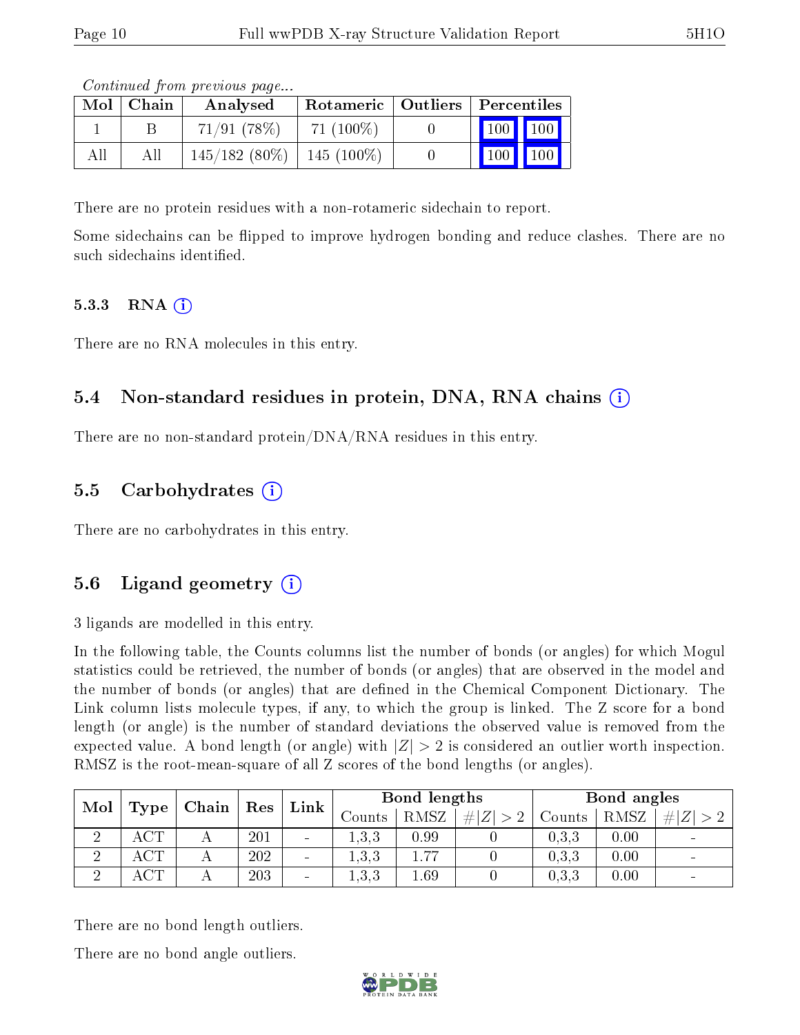*Continued from previous page...*

| Mol | Chain | Analysed | Rotameric | Outliers | Percentiles | |
|---|---|---|---|---|---|---|
| 1 | B | 71/91 (78%) | 71 (100%) | 0 | 100 | 100 |
| All | All | 145/182 (80%) | 145 (100%) | 0 | 100 | 100 |

There are no protein residues with a non-rotameric sidechain to report.

Some sidechains can be flipped to improve hydrogen bonding and reduce clashes. There are no such sidechains identified.

### 5.3.3 RNA (i)

There are no RNA molecules in this entry.

## 5.4 Non-standard residues in protein, DNA, RNA chains (i)

There are no non-standard protein/DNA/RNA residues in this entry.

## 5.5 Carbohydrates (i)

There are no carbohydrates in this entry.

## 5.6 Ligand geometry (i)

3 ligands are modelled in this entry.

In the following table, the Counts columns list the number of bonds (or angles) for which Mogul statistics could be retrieved, the number of bonds (or angles) that are observed in the model and the number of bonds (or angles) that are defined in the Chemical Component Dictionary. The Link column lists molecule types, if any, to which the group is linked. The Z score for a bond length (or angle) is the number of standard deviations the observed value is removed from the expected value. A bond length (or angle) with $|Z| > 2$ is considered an outlier worth inspection. RMSZ is the root-mean-square of all Z scores of the bond lengths (or angles).

| Mol | Type | Chain | Res | Link | Bond lengths | | | Bond angles | | |
|---|---|---|---|---|---|---|---|---|---|---|
| | | | | | Counts | RMSZ | $\#\|Z\| > 2$ | Counts | RMSZ | $\#\|Z\| > 2$ |
| 2 | ACT | A | 201 | - | 1,3,3 | 0.99 | 0 | 0,3,3 | 0.00 | - |
| 2 | ACT | A | 202 | - | 1,3,3 | 1.77 | 0 | 0,3,3 | 0.00 | - |
| 2 | ACT | A | 203 | - | 1,3,3 | 1.69 | 0 | 0,3,3 | 0.00 | - |

There are no bond length outliers.

There are no bond angle outliers.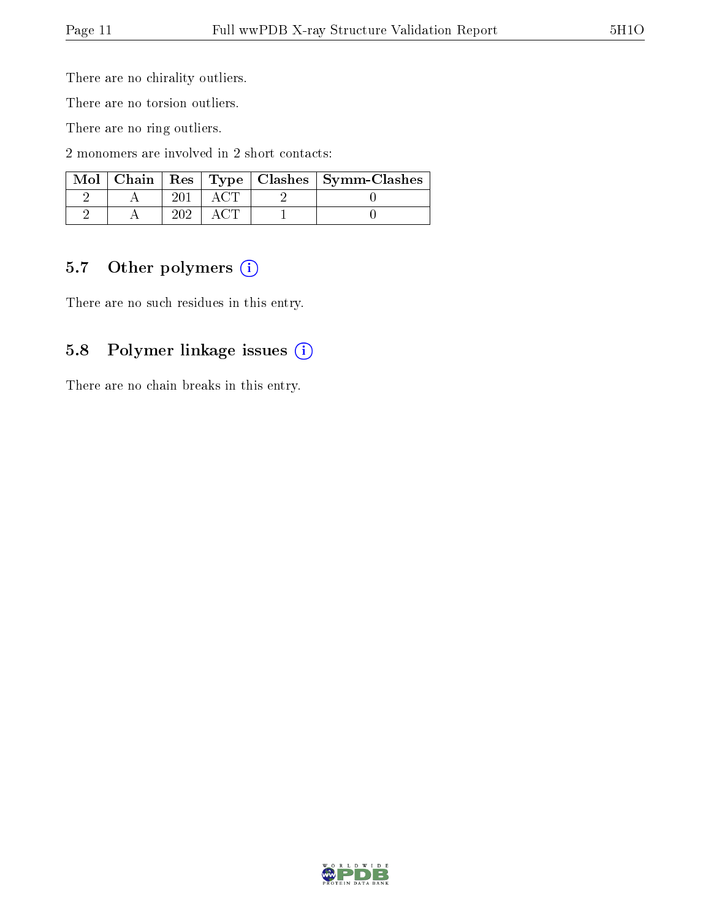There are no chirality outliers.

There are no torsion outliers.

There are no ring outliers.

2 monomers are involved in 2 short contacts:

| Mol | Chain | Res | Type | Clashes | Symm-Clashes |
|---|---|---|---|---|---|
| 2 | A | 201 | ACT | 2 | 0 |
| 2 | A | 202 | ACT | 1 | 0 |

### 5.7 Other polymers

There are no such residues in this entry.

### 5.8 Polymer linkage issues

There are no chain breaks in this entry.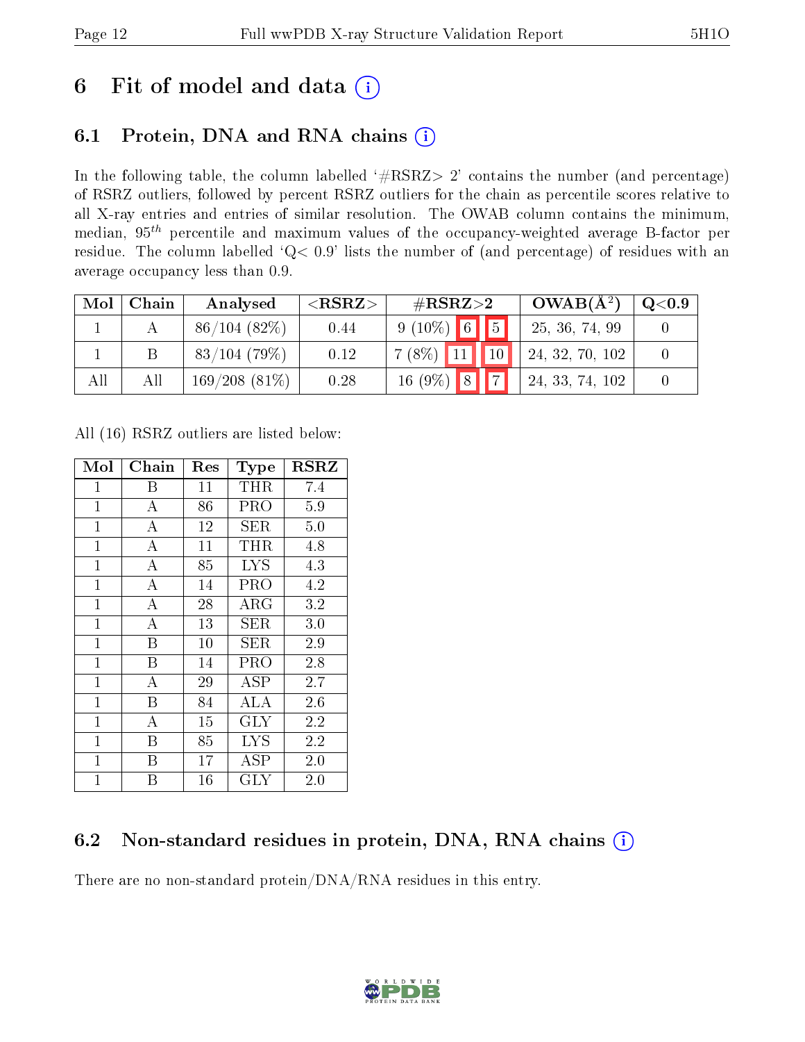# 6 Fit of model and data

## 6.1 Protein, DNA and RNA chains

In the following table, the column labelled '#RSRZ> 2' contains the number (and percentage) of RSRZ outliers, followed by percent RSRZ outliers for the chain as percentile scores relative to all X-ray entries and entries of similar resolution. The OWAB column contains the minimum, median, $95^{th}$ percentile and maximum values of the occupancy-weighted average B-factor per residue. The column labelled 'Q< 0.9' lists the number of (and percentage) of residues with an average occupancy less than 0.9.

| Mol | Chain | Analysed | <RSRZ> | #RSRZ>2 | | | OWAB(Å$^2$) | Q<0.9 |
|---|---|---|---|---|---|---|---|---|
| 1 | A | 86/104 (82%) | 0.44 | 9 (10%) | 6 | 5 | 25, 36, 74, 99 | 0 |
| 1 | B | 83/104 (79%) | 0.12 | 7 (8%) | 11 | 10 | 24, 32, 70, 102 | 0 |
| All | All | 169/208 (81%) | 0.28 | 16 (9%) | 8 | 7 | 24, 33, 74, 102 | 0 |

All (16) RSRZ outliers are listed below:

| Mol | Chain | Res | Type | RSRZ |
|---|---|---|---|---|
| 1 | B | 11 | THR | 7.4 |
| 1 | A | 86 | PRO | 5.9 |
| 1 | A | 12 | SER | 5.0 |
| 1 | A | 11 | THR | 4.8 |
| 1 | A | 85 | LYS | 4.3 |
| 1 | A | 14 | PRO | 4.2 |
| 1 | A | 28 | ARG | 3.2 |
| 1 | A | 13 | SER | 3.0 |
| 1 | B | 10 | SER | 2.9 |
| 1 | B | 14 | PRO | 2.8 |
| 1 | A | 29 | ASP | 2.7 |
| 1 | B | 84 | ALA | 2.6 |
| 1 | A | 15 | GLY | 2.2 |
| 1 | B | 85 | LYS | 2.2 |
| 1 | B | 17 | ASP | 2.0 |
| 1 | B | 16 | GLY | 2.0 |

## 6.2 Non-standard residues in protein, DNA, RNA chains

There are no non-standard protein/DNA/RNA residues in this entry.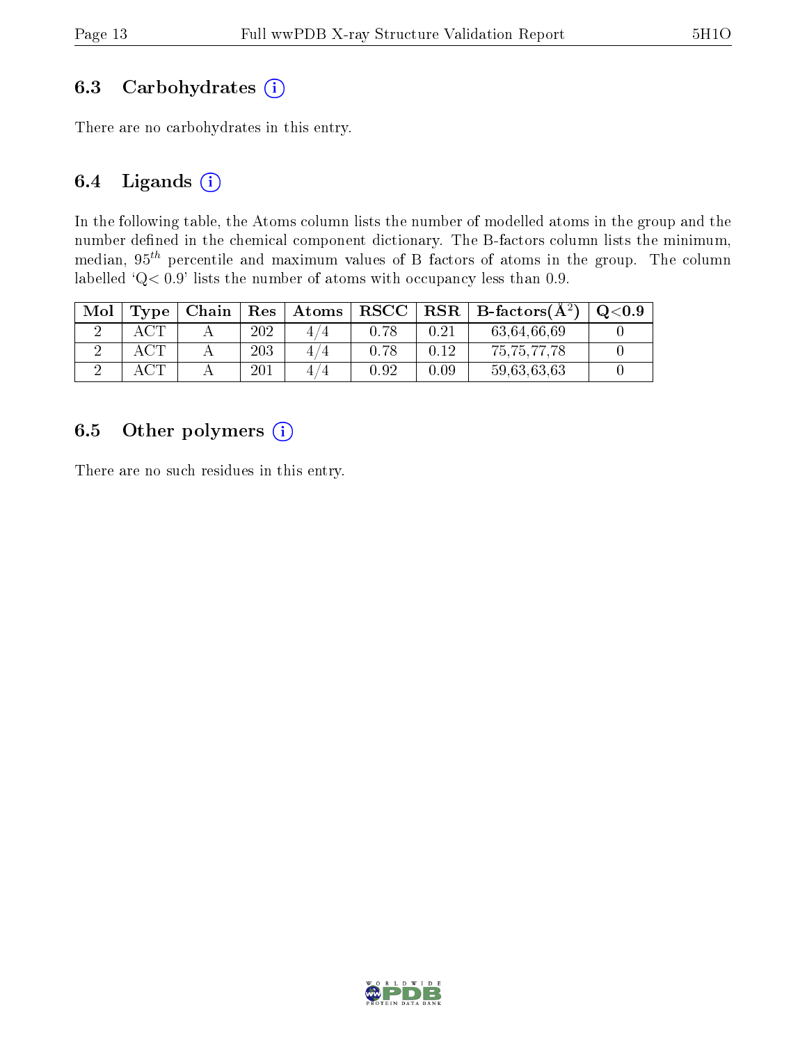### 6.3 Carbohydrates (i)

There are no carbohydrates in this entry.

### 6.4 Ligands (i)

In the following table, the Atoms column lists the number of modelled atoms in the group and the number defined in the chemical component dictionary. The B-factors column lists the minimum, median, $95^{th}$ percentile and maximum values of B factors of atoms in the group. The column labelled 'Q< 0.9' lists the number of atoms with occupancy less than 0.9.

| Mol | Type | Chain | Res | Atoms | RSCC | RSR | B-factors($Å^2$) | Q<0.9 |
|---|---|---|---|---|---|---|---|---|
| 2 | ACT | A | 202 | 4/4 | 0.78 | 0.21 | 63,64,66,69 | 0 |
| 2 | ACT | A | 203 | 4/4 | 0.78 | 0.12 | 75,75,77,78 | 0 |
| 2 | ACT | A | 201 | 4/4 | 0.92 | 0.09 | 59,63,63,63 | 0 |

### 6.5 Other polymers (i)

There are no such residues in this entry.